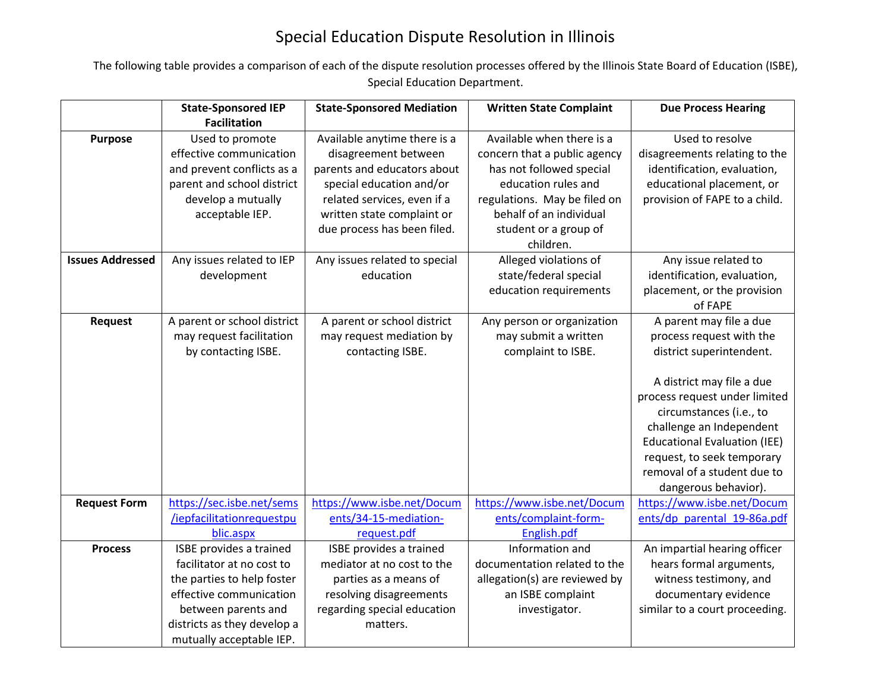# Special Education Dispute Resolution in Illinois

The following table provides a comparison of each of the dispute resolution processes offered by the Illinois State Board of Education (ISBE), Special Education Department.

| | **State-Sponsored IEP Facilitation** | **State-Sponsored Mediation** | **Written State Complaint** | **Due Process Hearing** |
|---|---|---|---|---|
| **Purpose** | Used to promote effective communication and prevent conflicts as a parent and school district develop a mutually acceptable IEP. | Available anytime there is a disagreement between parents and educators about special education and/or related services, even if a written state complaint or due process has been filed. | Available when there is a concern that a public agency has not followed special education rules and regulations. May be filed on behalf of an individual student or a group of children. | Used to resolve disagreements relating to the identification, evaluation, educational placement, or provision of FAPE to a child. |
| **Issues Addressed** | Any issues related to IEP development | Any issues related to special education | Alleged violations of state/federal special education requirements | Any issue related to identification, evaluation, placement, or the provision of FAPE |
| **Request** | A parent or school district may request facilitation by contacting ISBE. | A parent or school district may request mediation by contacting ISBE. | Any person or organization may submit a written complaint to ISBE. | A parent may file a due process request with the district superintendent.<br><br>A district may file a due process request under limited circumstances (i.e., to challenge an Independent Educational Evaluation (IEE) request, to seek temporary removal of a student due to dangerous behavior). |
| **Request Form** | https://sec.isbe.net/sems/iepfacilitationrequestpublic.aspx | https://www.isbe.net/Documents/34-15-mediation-request.pdf | https://www.isbe.net/Documents/complaint-form-English.pdf | https://www.isbe.net/Documents/dp_parental_19-86a.pdf |
| **Process** | ISBE provides a trained facilitator at no cost to the parties to help foster effective communication between parents and districts as they develop a mutually acceptable IEP. | ISBE provides a trained mediator at no cost to the parties as a means of resolving disagreements regarding special education matters. | Information and documentation related to the allegation(s) are reviewed by an ISBE complaint investigator. | An impartial hearing officer hears formal arguments, witness testimony, and documentary evidence similar to a court proceeding. |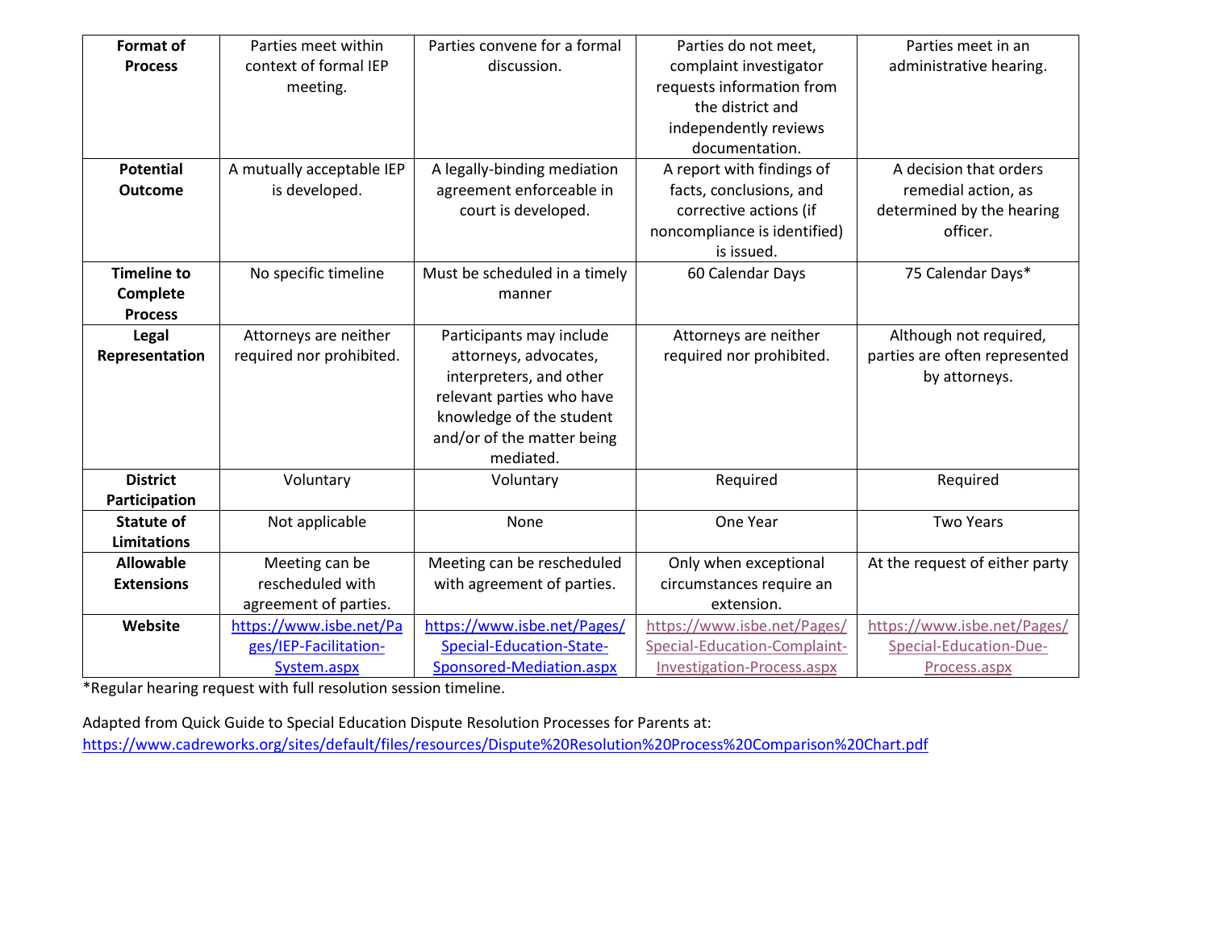| | | | | |
|---|---|---|---|---|
| **Format of Process** | Parties meet within context of formal IEP meeting. | Parties convene for a formal discussion. | Parties do not meet, complaint investigator requests information from the district and independently reviews documentation. | Parties meet in an administrative hearing. |
| **Potential Outcome** | A mutually acceptable IEP is developed. | A legally-binding mediation agreement enforceable in court is developed. | A report with findings of facts, conclusions, and corrective actions (if noncompliance is identified) is issued. | A decision that orders remedial action, as determined by the hearing officer. |
| **Timeline to Complete Process** | No specific timeline | Must be scheduled in a timely manner | 60 Calendar Days | 75 Calendar Days* |
| **Legal Representation** | Attorneys are neither required nor prohibited. | Participants may include attorneys, advocates, interpreters, and other relevant parties who have knowledge of the student and/or of the matter being mediated. | Attorneys are neither required nor prohibited. | Although not required, parties are often represented by attorneys. |
| **District Participation** | Voluntary | Voluntary | Required | Required |
| **Statute of Limitations** | Not applicable | None | One Year | Two Years |
| **Allowable Extensions** | Meeting can be rescheduled with agreement of parties. | Meeting can be rescheduled with agreement of parties. | Only when exceptional circumstances require an extension. | At the request of either party |
| **Website** | https://www.isbe.net/Pages/IEP-Facilitation-System.aspx | https://www.isbe.net/Pages/Special-Education-State-Sponsored-Mediation.aspx | https://www.isbe.net/Pages/Special-Education-Complaint-Investigation-Process.aspx | https://www.isbe.net/Pages/Special-Education-Due-Process.aspx |

*Regular hearing request with full resolution session timeline.

Adapted from Quick Guide to Special Education Dispute Resolution Processes for Parents at: https://www.cadreworks.org/sites/default/files/resources/Dispute%20Resolution%20Process%20Comparison%20Chart.pdf